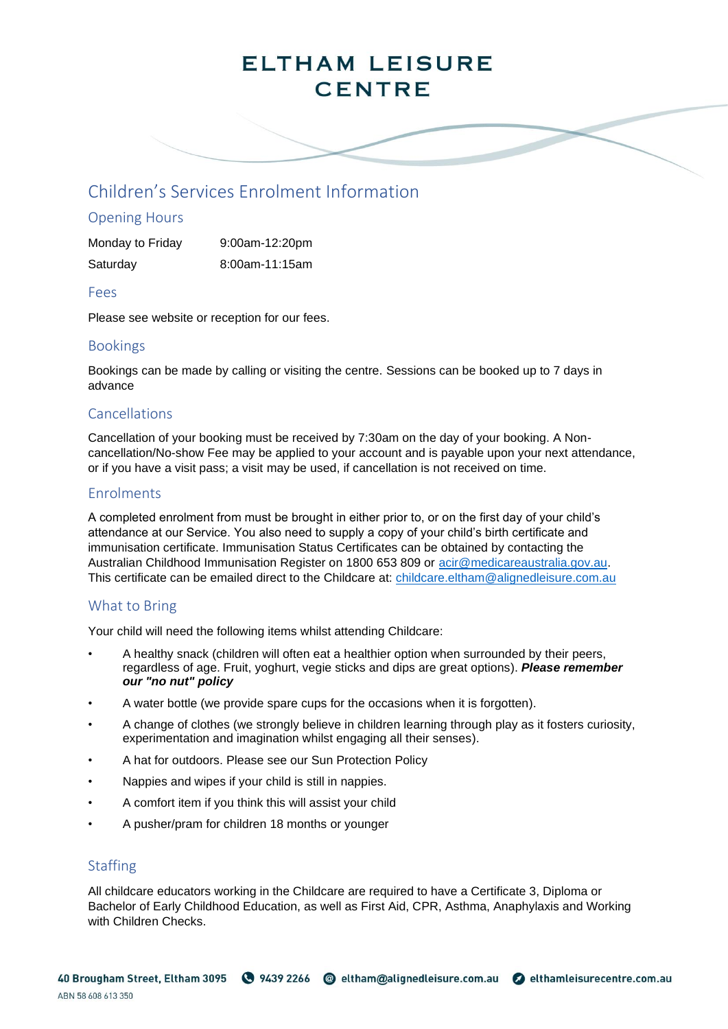# ELTHAM LEISURE CENTRE

## Children's Services Enrolment Information

### Opening Hours

| | |
|---|---|
| Monday to Friday | 9:00am-12:20pm |
| Saturday | 8:00am-11:15am |

### Fees

Please see website or reception for our fees.

### Bookings

Bookings can be made by calling or visiting the centre. Sessions can be booked up to 7 days in advance

### Cancellations

Cancellation of your booking must be received by 7:30am on the day of your booking. A Non-cancellation/No-show Fee may be applied to your account and is payable upon your next attendance, or if you have a visit pass; a visit may be used, if cancellation is not received on time.

### Enrolments

A completed enrolment from must be brought in either prior to, or on the first day of your child's attendance at our Service. You also need to supply a copy of your child's birth certificate and immunisation certificate. Immunisation Status Certificates can be obtained by contacting the Australian Childhood Immunisation Register on 1800 653 809 or acir@medicareaustralia.gov.au. This certificate can be emailed direct to the Childcare at: childcare.eltham@alignedleisure.com.au

### What to Bring

Your child will need the following items whilst attending Childcare:

- A healthy snack (children will often eat a healthier option when surrounded by their peers, regardless of age. Fruit, yoghurt, vegie sticks and dips are great options). ***Please remember our "no nut" policy***
- A water bottle (we provide spare cups for the occasions when it is forgotten).
- A change of clothes (we strongly believe in children learning through play as it fosters curiosity, experimentation and imagination whilst engaging all their senses).
- A hat for outdoors. Please see our Sun Protection Policy
- Nappies and wipes if your child is still in nappies.
- A comfort item if you think this will assist your child
- A pusher/pram for children 18 months or younger

### Staffing

All childcare educators working in the Childcare are required to have a Certificate 3, Diploma or Bachelor of Early Childhood Education, as well as First Aid, CPR, Asthma, Anaphylaxis and Working with Children Checks.

**40 Brougham Street, Eltham 3095** | **9439 2266** | **eltham@alignedleisure.com.au** | **elthamleisurecentre.com.au**

ABN 58 608 613 350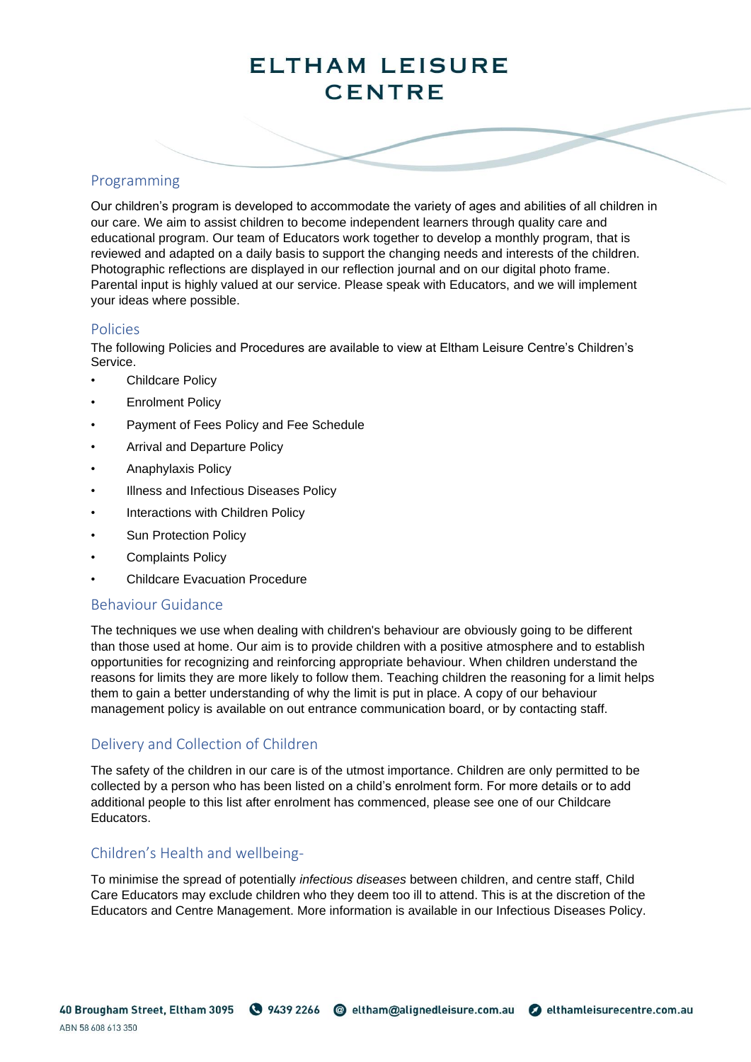## Programming

Our children's program is developed to accommodate the variety of ages and abilities of all children in our care. We aim to assist children to become independent learners through quality care and educational program. Our team of Educators work together to develop a monthly program, that is reviewed and adapted on a daily basis to support the changing needs and interests of the children. Photographic reflections are displayed in our reflection journal and on our digital photo frame. Parental input is highly valued at our service. Please speak with Educators, and we will implement your ideas where possible.

## Policies

The following Policies and Procedures are available to view at Eltham Leisure Centre's Children's Service.

- Childcare Policy
- Enrolment Policy
- Payment of Fees Policy and Fee Schedule
- Arrival and Departure Policy
- Anaphylaxis Policy
- Illness and Infectious Diseases Policy
- Interactions with Children Policy
- Sun Protection Policy
- Complaints Policy
- Childcare Evacuation Procedure

## Behaviour Guidance

The techniques we use when dealing with children's behaviour are obviously going to be different than those used at home. Our aim is to provide children with a positive atmosphere and to establish opportunities for recognizing and reinforcing appropriate behaviour. When children understand the reasons for limits they are more likely to follow them. Teaching children the reasoning for a limit helps them to gain a better understanding of why the limit is put in place. A copy of our behaviour management policy is available on out entrance communication board, or by contacting staff.

## Delivery and Collection of Children

The safety of the children in our care is of the utmost importance. Children are only permitted to be collected by a person who has been listed on a child's enrolment form. For more details or to add additional people to this list after enrolment has commenced, please see one of our Childcare Educators.

## Children's Health and wellbeing-

To minimise the spread of potentially *infectious diseases* between children, and centre staff, Child Care Educators may exclude children who they deem too ill to attend. This is at the discretion of the Educators and Centre Management. More information is available in our Infectious Diseases Policy.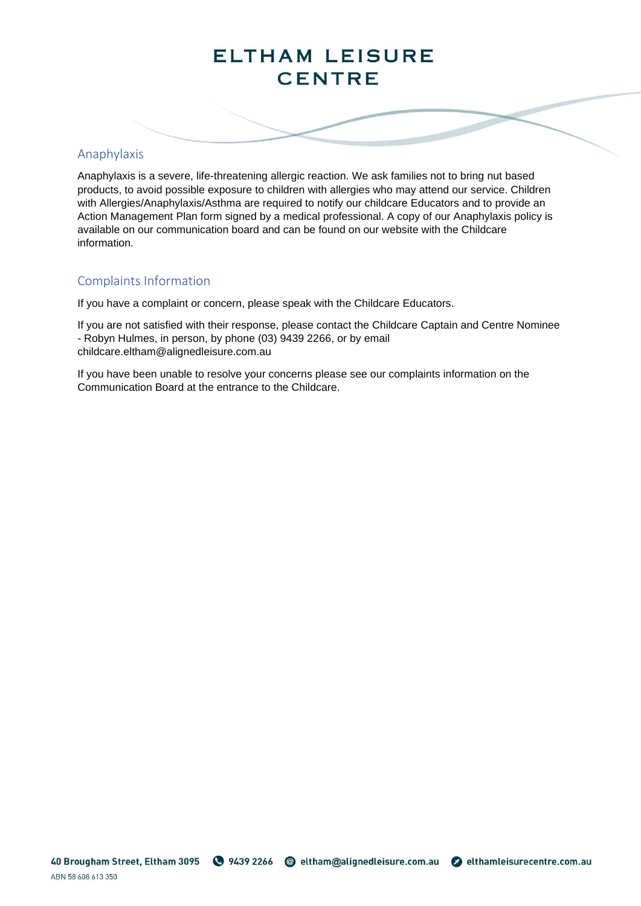## Anaphylaxis

Anaphylaxis is a severe, life-threatening allergic reaction. We ask families not to bring nut based products, to avoid possible exposure to children with allergies who may attend our service. Children with Allergies/Anaphylaxis/Asthma are required to notify our childcare Educators and to provide an Action Management Plan form signed by a medical professional. A copy of our Anaphylaxis policy is available on our communication board and can be found on our website with the Childcare information.

## Complaints Information

If you have a complaint or concern, please speak with the Childcare Educators.

If you are not satisfied with their response, please contact the Childcare Captain and Centre Nominee - Robyn Hulmes, in person, by phone (03) 9439 2266, or by email childcare.eltham@alignedleisure.com.au

If you have been unable to resolve your concerns please see our complaints information on the Communication Board at the entrance to the Childcare.